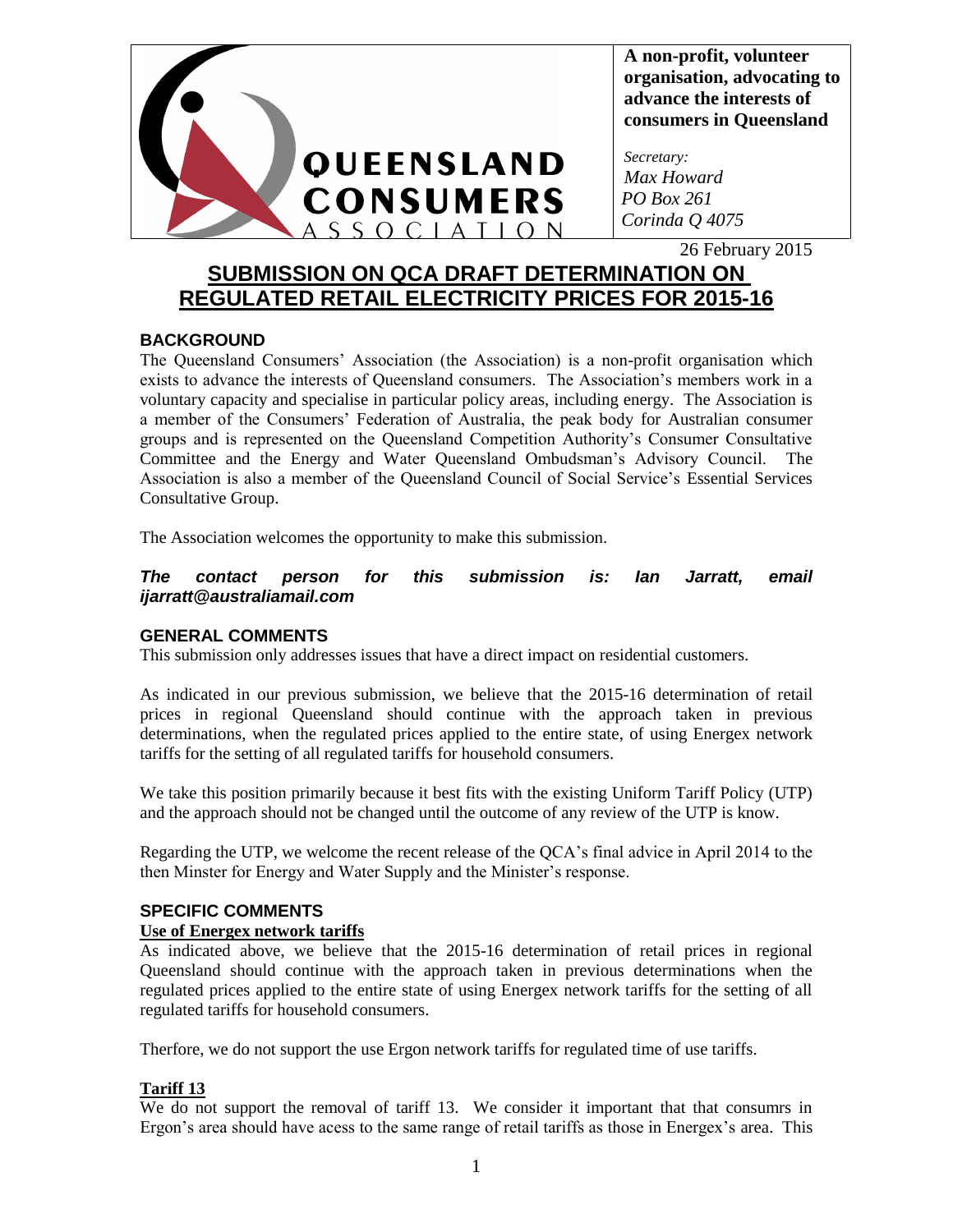**QUEENSLAND CONSUMERS ASSOCIATION**

**A non-profit, volunteer organisation, advocating to advance the interests of consumers in Queensland**

*Secretary:*
*Max Howard*
*PO Box 261*
*Corinda Q 4075*

26 February 2015

# SUBMISSION ON QCA DRAFT DETERMINATION ON REGULATED RETAIL ELECTRICITY PRICES FOR 2015-16

## BACKGROUND

The Queensland Consumers' Association (the Association) is a non-profit organisation which exists to advance the interests of Queensland consumers. The Association's members work in a voluntary capacity and specialise in particular policy areas, including energy. The Association is a member of the Consumers' Federation of Australia, the peak body for Australian consumer groups and is represented on the Queensland Competition Authority's Consumer Consultative Committee and the Energy and Water Queensland Ombudsman's Advisory Council. The Association is also a member of the Queensland Council of Social Service's Essential Services Consultative Group.

The Association welcomes the opportunity to make this submission.

***The contact person for this submission is: Ian Jarratt, email ijarratt@australiamail.com***

## GENERAL COMMENTS

This submission only addresses issues that have a direct impact on residential customers.

As indicated in our previous submission, we believe that the 2015-16 determination of retail prices in regional Queensland should continue with the approach taken in previous determinations, when the regulated prices applied to the entire state, of using Energex network tariffs for the setting of all regulated tariffs for household consumers.

We take this position primarily because it best fits with the existing Uniform Tariff Policy (UTP) and the approach should not be changed until the outcome of any review of the UTP is know.

Regarding the UTP, we welcome the recent release of the QCA's final advice in April 2014 to the then Minster for Energy and Water Supply and the Minister's response.

## SPECIFIC COMMENTS

### Use of Energex network tariffs

As indicated above, we believe that the 2015-16 determination of retail prices in regional Queensland should continue with the approach taken in previous determinations when the regulated prices applied to the entire state of using Energex network tariffs for the setting of all regulated tariffs for household consumers.

Therefore, we do not support the use Ergon network tariffs for regulated time of use tariffs.

### Tariff 13

We do not support the removal of tariff 13. We consider it important that that consumrs in Ergon's area should have acess to the same range of retail tariffs as those in Energex's area. This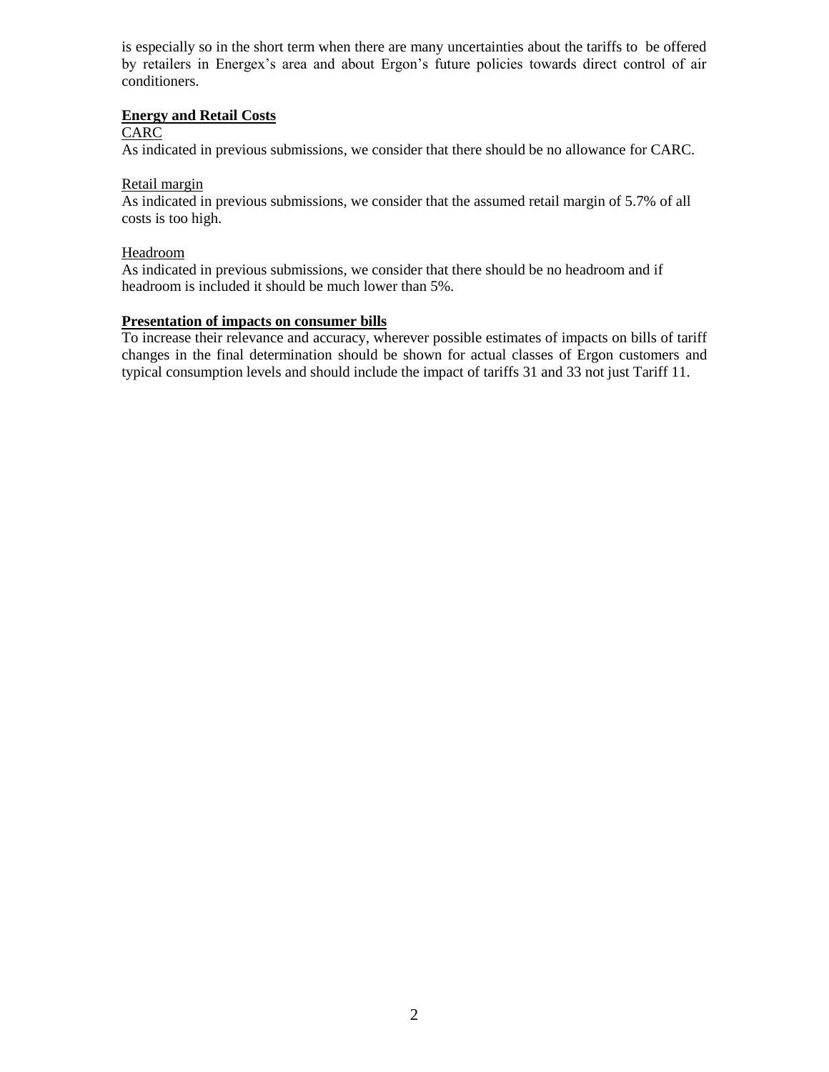is especially so in the short term when there are many uncertainties about the tariffs to be offered by retailers in Energex's area and about Ergon's future policies towards direct control of air conditioners.

**Energy and Retail Costs**

CARC

As indicated in previous submissions, we consider that there should be no allowance for CARC.

Retail margin

As indicated in previous submissions, we consider that the assumed retail margin of 5.7% of all costs is too high.

Headroom

As indicated in previous submissions, we consider that there should be no headroom and if headroom is included it should be much lower than 5%.

**Presentation of impacts on consumer bills**

To increase their relevance and accuracy, wherever possible estimates of impacts on bills of tariff changes in the final determination should be shown for actual classes of Ergon customers and typical consumption levels and should include the impact of tariffs 31 and 33 not just Tariff 11.